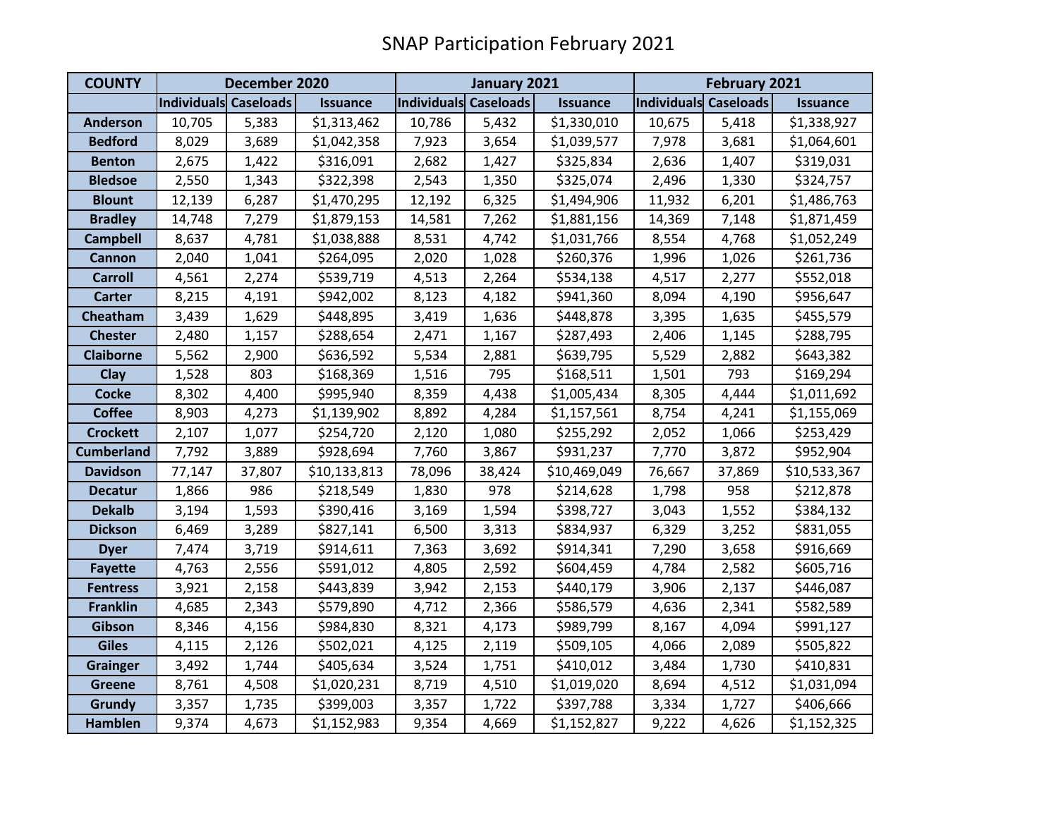# SNAP Participation February 2021

| COUNTY | December 2020 | | | January 2021 | | | February 2021 | | |
|---|---|---|---|---|---|---|---|---|---|
| | Individuals | Caseloads | Issuance | Individuals | Caseloads | Issuance | Individuals | Caseloads | Issuance |
| Anderson | 10,705 | 5,383 | $1,313,462 | 10,786 | 5,432 | $1,330,010 | 10,675 | 5,418 | $1,338,927 |
| Bedford | 8,029 | 3,689 | $1,042,358 | 7,923 | 3,654 | $1,039,577 | 7,978 | 3,681 | $1,064,601 |
| Benton | 2,675 | 1,422 | $316,091 | 2,682 | 1,427 | $325,834 | 2,636 | 1,407 | $319,031 |
| Bledsoe | 2,550 | 1,343 | $322,398 | 2,543 | 1,350 | $325,074 | 2,496 | 1,330 | $324,757 |
| Blount | 12,139 | 6,287 | $1,470,295 | 12,192 | 6,325 | $1,494,906 | 11,932 | 6,201 | $1,486,763 |
| Bradley | 14,748 | 7,279 | $1,879,153 | 14,581 | 7,262 | $1,881,156 | 14,369 | 7,148 | $1,871,459 |
| Campbell | 8,637 | 4,781 | $1,038,888 | 8,531 | 4,742 | $1,031,766 | 8,554 | 4,768 | $1,052,249 |
| Cannon | 2,040 | 1,041 | $264,095 | 2,020 | 1,028 | $260,376 | 1,996 | 1,026 | $261,736 |
| Carroll | 4,561 | 2,274 | $539,719 | 4,513 | 2,264 | $534,138 | 4,517 | 2,277 | $552,018 |
| Carter | 8,215 | 4,191 | $942,002 | 8,123 | 4,182 | $941,360 | 8,094 | 4,190 | $956,647 |
| Cheatham | 3,439 | 1,629 | $448,895 | 3,419 | 1,636 | $448,878 | 3,395 | 1,635 | $455,579 |
| Chester | 2,480 | 1,157 | $288,654 | 2,471 | 1,167 | $287,493 | 2,406 | 1,145 | $288,795 |
| Claiborne | 5,562 | 2,900 | $636,592 | 5,534 | 2,881 | $639,795 | 5,529 | 2,882 | $643,382 |
| Clay | 1,528 | 803 | $168,369 | 1,516 | 795 | $168,511 | 1,501 | 793 | $169,294 |
| Cocke | 8,302 | 4,400 | $995,940 | 8,359 | 4,438 | $1,005,434 | 8,305 | 4,444 | $1,011,692 |
| Coffee | 8,903 | 4,273 | $1,139,902 | 8,892 | 4,284 | $1,157,561 | 8,754 | 4,241 | $1,155,069 |
| Crockett | 2,107 | 1,077 | $254,720 | 2,120 | 1,080 | $255,292 | 2,052 | 1,066 | $253,429 |
| Cumberland | 7,792 | 3,889 | $928,694 | 7,760 | 3,867 | $931,237 | 7,770 | 3,872 | $952,904 |
| Davidson | 77,147 | 37,807 | $10,133,813 | 78,096 | 38,424 | $10,469,049 | 76,667 | 37,869 | $10,533,367 |
| Decatur | 1,866 | 986 | $218,549 | 1,830 | 978 | $214,628 | 1,798 | 958 | $212,878 |
| Dekalb | 3,194 | 1,593 | $390,416 | 3,169 | 1,594 | $398,727 | 3,043 | 1,552 | $384,132 |
| Dickson | 6,469 | 3,289 | $827,141 | 6,500 | 3,313 | $834,937 | 6,329 | 3,252 | $831,055 |
| Dyer | 7,474 | 3,719 | $914,611 | 7,363 | 3,692 | $914,341 | 7,290 | 3,658 | $916,669 |
| Fayette | 4,763 | 2,556 | $591,012 | 4,805 | 2,592 | $604,459 | 4,784 | 2,582 | $605,716 |
| Fentress | 3,921 | 2,158 | $443,839 | 3,942 | 2,153 | $440,179 | 3,906 | 2,137 | $446,087 |
| Franklin | 4,685 | 2,343 | $579,890 | 4,712 | 2,366 | $586,579 | 4,636 | 2,341 | $582,589 |
| Gibson | 8,346 | 4,156 | $984,830 | 8,321 | 4,173 | $989,799 | 8,167 | 4,094 | $991,127 |
| Giles | 4,115 | 2,126 | $502,021 | 4,125 | 2,119 | $509,105 | 4,066 | 2,089 | $505,822 |
| Grainger | 3,492 | 1,744 | $405,634 | 3,524 | 1,751 | $410,012 | 3,484 | 1,730 | $410,831 |
| Greene | 8,761 | 4,508 | $1,020,231 | 8,719 | 4,510 | $1,019,020 | 8,694 | 4,512 | $1,031,094 |
| Grundy | 3,357 | 1,735 | $399,003 | 3,357 | 1,722 | $397,788 | 3,334 | 1,727 | $406,666 |
| Hamblen | 9,374 | 4,673 | $1,152,983 | 9,354 | 4,669 | $1,152,827 | 9,222 | 4,626 | $1,152,325 |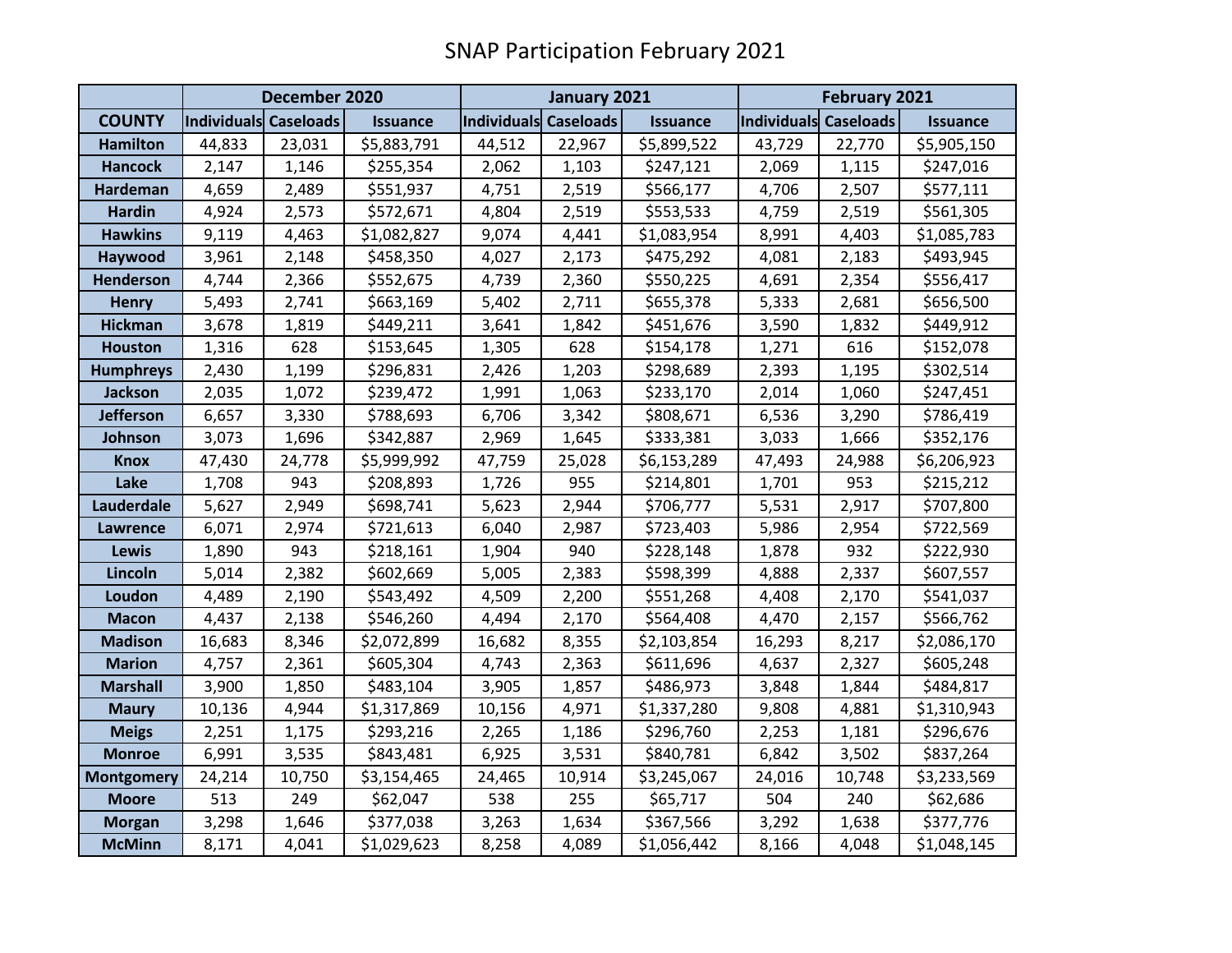# SNAP Participation February 2021

| COUNTY | December 2020 | | | January 2021 | | | February 2021 | | |
|---|---|---|---|---|---|---|---|---|---|
| | Individuals | Caseloads | Issuance | Individuals | Caseloads | Issuance | Individuals | Caseloads | Issuance |
| Hamilton | 44,833 | 23,031 | $5,883,791 | 44,512 | 22,967 | $5,899,522 | 43,729 | 22,770 | $5,905,150 |
| Hancock | 2,147 | 1,146 | $255,354 | 2,062 | 1,103 | $247,121 | 2,069 | 1,115 | $247,016 |
| Hardeman | 4,659 | 2,489 | $551,937 | 4,751 | 2,519 | $566,177 | 4,706 | 2,507 | $577,111 |
| Hardin | 4,924 | 2,573 | $572,671 | 4,804 | 2,519 | $553,533 | 4,759 | 2,519 | $561,305 |
| Hawkins | 9,119 | 4,463 | $1,082,827 | 9,074 | 4,441 | $1,083,954 | 8,991 | 4,403 | $1,085,783 |
| Haywood | 3,961 | 2,148 | $458,350 | 4,027 | 2,173 | $475,292 | 4,081 | 2,183 | $493,945 |
| Henderson | 4,744 | 2,366 | $552,675 | 4,739 | 2,360 | $550,225 | 4,691 | 2,354 | $556,417 |
| Henry | 5,493 | 2,741 | $663,169 | 5,402 | 2,711 | $655,378 | 5,333 | 2,681 | $656,500 |
| Hickman | 3,678 | 1,819 | $449,211 | 3,641 | 1,842 | $451,676 | 3,590 | 1,832 | $449,912 |
| Houston | 1,316 | 628 | $153,645 | 1,305 | 628 | $154,178 | 1,271 | 616 | $152,078 |
| Humphreys | 2,430 | 1,199 | $296,831 | 2,426 | 1,203 | $298,689 | 2,393 | 1,195 | $302,514 |
| Jackson | 2,035 | 1,072 | $239,472 | 1,991 | 1,063 | $233,170 | 2,014 | 1,060 | $247,451 |
| Jefferson | 6,657 | 3,330 | $788,693 | 6,706 | 3,342 | $808,671 | 6,536 | 3,290 | $786,419 |
| Johnson | 3,073 | 1,696 | $342,887 | 2,969 | 1,645 | $333,381 | 3,033 | 1,666 | $352,176 |
| Knox | 47,430 | 24,778 | $5,999,992 | 47,759 | 25,028 | $6,153,289 | 47,493 | 24,988 | $6,206,923 |
| Lake | 1,708 | 943 | $208,893 | 1,726 | 955 | $214,801 | 1,701 | 953 | $215,212 |
| Lauderdale | 5,627 | 2,949 | $698,741 | 5,623 | 2,944 | $706,777 | 5,531 | 2,917 | $707,800 |
| Lawrence | 6,071 | 2,974 | $721,613 | 6,040 | 2,987 | $723,403 | 5,986 | 2,954 | $722,569 |
| Lewis | 1,890 | 943 | $218,161 | 1,904 | 940 | $228,148 | 1,878 | 932 | $222,930 |
| Lincoln | 5,014 | 2,382 | $602,669 | 5,005 | 2,383 | $598,399 | 4,888 | 2,337 | $607,557 |
| Loudon | 4,489 | 2,190 | $543,492 | 4,509 | 2,200 | $551,268 | 4,408 | 2,170 | $541,037 |
| Macon | 4,437 | 2,138 | $546,260 | 4,494 | 2,170 | $564,408 | 4,470 | 2,157 | $566,762 |
| Madison | 16,683 | 8,346 | $2,072,899 | 16,682 | 8,355 | $2,103,854 | 16,293 | 8,217 | $2,086,170 |
| Marion | 4,757 | 2,361 | $605,304 | 4,743 | 2,363 | $611,696 | 4,637 | 2,327 | $605,248 |
| Marshall | 3,900 | 1,850 | $483,104 | 3,905 | 1,857 | $486,973 | 3,848 | 1,844 | $484,817 |
| Maury | 10,136 | 4,944 | $1,317,869 | 10,156 | 4,971 | $1,337,280 | 9,808 | 4,881 | $1,310,943 |
| Meigs | 2,251 | 1,175 | $293,216 | 2,265 | 1,186 | $296,760 | 2,253 | 1,181 | $296,676 |
| Monroe | 6,991 | 3,535 | $843,481 | 6,925 | 3,531 | $840,781 | 6,842 | 3,502 | $837,264 |
| Montgomery | 24,214 | 10,750 | $3,154,465 | 24,465 | 10,914 | $3,245,067 | 24,016 | 10,748 | $3,233,569 |
| Moore | 513 | 249 | $62,047 | 538 | 255 | $65,717 | 504 | 240 | $62,686 |
| Morgan | 3,298 | 1,646 | $377,038 | 3,263 | 1,634 | $367,566 | 3,292 | 1,638 | $377,776 |
| McMinn | 8,171 | 4,041 | $1,029,623 | 8,258 | 4,089 | $1,056,442 | 8,166 | 4,048 | $1,048,145 |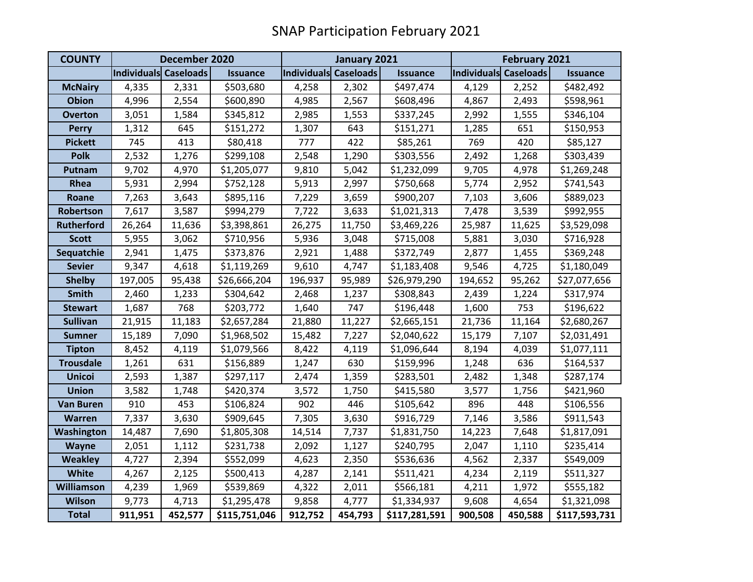# SNAP Participation February 2021

| COUNTY | December 2020 | | | January 2021 | | | February 2021 | | |
|---|---|---|---|---|---|---|---|---|---|
| | Individuals | Caseloads | Issuance | Individuals | Caseloads | Issuance | Individuals | Caseloads | Issuance |
| McNairy | 4,335 | 2,331 | $503,680 | 4,258 | 2,302 | $497,474 | 4,129 | 2,252 | $482,492 |
| Obion | 4,996 | 2,554 | $600,890 | 4,985 | 2,567 | $608,496 | 4,867 | 2,493 | $598,961 |
| Overton | 3,051 | 1,584 | $345,812 | 2,985 | 1,553 | $337,245 | 2,992 | 1,555 | $346,104 |
| Perry | 1,312 | 645 | $151,272 | 1,307 | 643 | $151,271 | 1,285 | 651 | $150,953 |
| Pickett | 745 | 413 | $80,418 | 777 | 422 | $85,261 | 769 | 420 | $85,127 |
| Polk | 2,532 | 1,276 | $299,108 | 2,548 | 1,290 | $303,556 | 2,492 | 1,268 | $303,439 |
| Putnam | 9,702 | 4,970 | $1,205,077 | 9,810 | 5,042 | $1,232,099 | 9,705 | 4,978 | $1,269,248 |
| Rhea | 5,931 | 2,994 | $752,128 | 5,913 | 2,997 | $750,668 | 5,774 | 2,952 | $741,543 |
| Roane | 7,263 | 3,643 | $895,116 | 7,229 | 3,659 | $900,207 | 7,103 | 3,606 | $889,023 |
| Robertson | 7,617 | 3,587 | $994,279 | 7,722 | 3,633 | $1,021,313 | 7,478 | 3,539 | $992,955 |
| Rutherford | 26,264 | 11,636 | $3,398,861 | 26,275 | 11,750 | $3,469,226 | 25,987 | 11,625 | $3,529,098 |
| Scott | 5,955 | 3,062 | $710,956 | 5,936 | 3,048 | $715,008 | 5,881 | 3,030 | $716,928 |
| Sequatchie | 2,941 | 1,475 | $373,876 | 2,921 | 1,488 | $372,749 | 2,877 | 1,455 | $369,248 |
| Sevier | 9,347 | 4,618 | $1,119,269 | 9,610 | 4,747 | $1,183,408 | 9,546 | 4,725 | $1,180,049 |
| Shelby | 197,005 | 95,438 | $26,666,204 | 196,937 | 95,989 | $26,979,290 | 194,652 | 95,262 | $27,077,656 |
| Smith | 2,460 | 1,233 | $304,642 | 2,468 | 1,237 | $308,843 | 2,439 | 1,224 | $317,974 |
| Stewart | 1,687 | 768 | $203,772 | 1,640 | 747 | $196,448 | 1,600 | 753 | $196,622 |
| Sullivan | 21,915 | 11,183 | $2,657,284 | 21,880 | 11,227 | $2,665,151 | 21,736 | 11,164 | $2,680,267 |
| Sumner | 15,189 | 7,090 | $1,968,502 | 15,482 | 7,227 | $2,040,622 | 15,179 | 7,107 | $2,031,491 |
| Tipton | 8,452 | 4,119 | $1,079,566 | 8,422 | 4,119 | $1,096,644 | 8,194 | 4,039 | $1,077,111 |
| Trousdale | 1,261 | 631 | $156,889 | 1,247 | 630 | $159,996 | 1,248 | 636 | $164,537 |
| Unicoi | 2,593 | 1,387 | $297,117 | 2,474 | 1,359 | $283,501 | 2,482 | 1,348 | $287,174 |
| Union | 3,582 | 1,748 | $420,374 | 3,572 | 1,750 | $415,580 | 3,577 | 1,756 | $421,960 |
| Van Buren | 910 | 453 | $106,824 | 902 | 446 | $105,642 | 896 | 448 | $106,556 |
| Warren | 7,337 | 3,630 | $909,645 | 7,305 | 3,630 | $916,729 | 7,146 | 3,586 | $911,543 |
| Washington | 14,487 | 7,690 | $1,805,308 | 14,514 | 7,737 | $1,831,750 | 14,223 | 7,648 | $1,817,091 |
| Wayne | 2,051 | 1,112 | $231,738 | 2,092 | 1,127 | $240,795 | 2,047 | 1,110 | $235,414 |
| Weakley | 4,727 | 2,394 | $552,099 | 4,623 | 2,350 | $536,636 | 4,562 | 2,337 | $549,009 |
| White | 4,267 | 2,125 | $500,413 | 4,287 | 2,141 | $511,421 | 4,234 | 2,119 | $511,327 |
| Williamson | 4,239 | 1,969 | $539,869 | 4,322 | 2,011 | $566,181 | 4,211 | 1,972 | $555,182 |
| Wilson | 9,773 | 4,713 | $1,295,478 | 9,858 | 4,777 | $1,334,937 | 9,608 | 4,654 | $1,321,098 |
| **Total** | **911,951** | **452,577** | **$115,751,046** | **912,752** | **454,793** | **$117,281,591** | **900,508** | **450,588** | **$117,593,731** |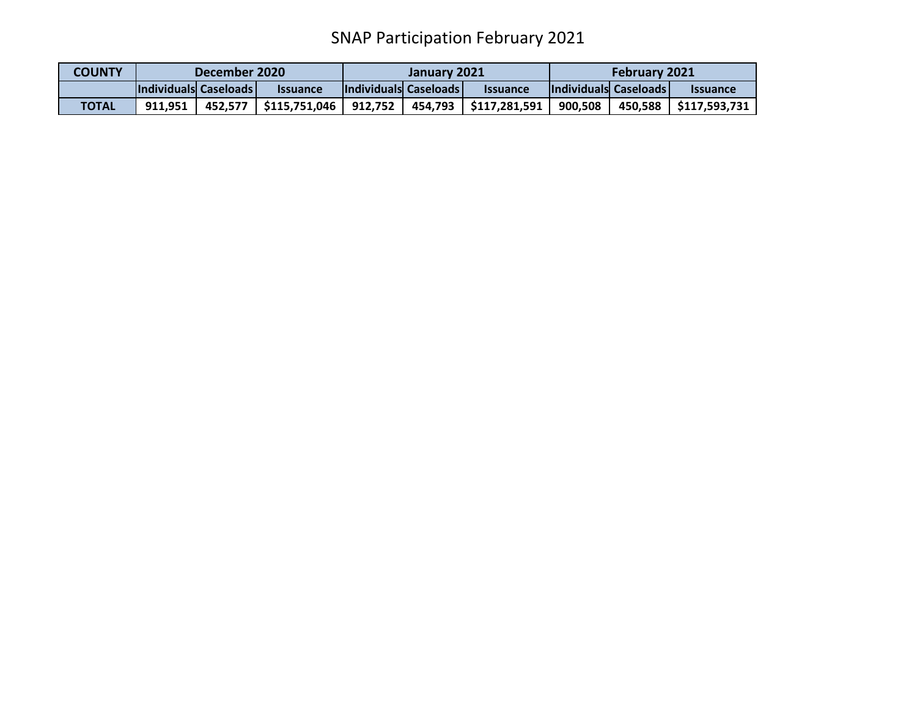# SNAP Participation February 2021

| COUNTY | December 2020 | | | January 2021 | | | February 2021 | | |
|---|---|---|---|---|---|---|---|---|---|
| | Individuals | Caseloads | Issuance | Individuals | Caseloads | Issuance | Individuals | Caseloads | Issuance |
| **TOTAL** | **911,951** | **452,577** | **$115,751,046** | **912,752** | **454,793** | **$117,281,591** | **900,508** | **450,588** | **$117,593,731** |